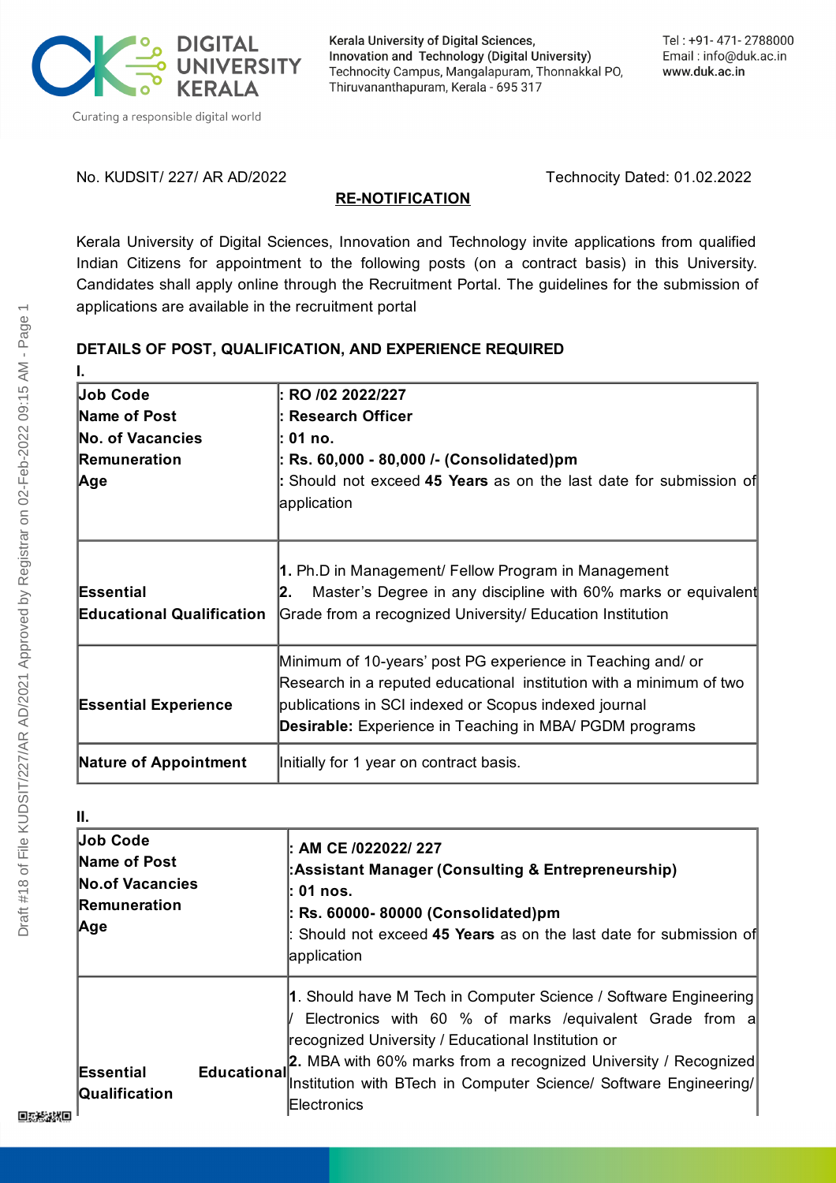DIGITAL UNIVERSITY KERALA

Curating a responsible digital world

Kerala University of Digital Sciences, Innovation and Technology (Digital University)
Technocity Campus, Mangalapuram, Thonnakkal PO,
Thiruvananthapuram, Kerala - 695 317

Tel : +91- 471- 2788000
Email : info@duk.ac.in
www.duk.ac.in

No. KUDSIT/ 227/ AR AD/2022 Technocity Dated: 01.02.2022

**RE-NOTIFICATION**

Kerala University of Digital Sciences, Innovation and Technology invite applications from qualified Indian Citizens for appointment to the following posts (on a contract basis) in this University. Candidates shall apply online through the Recruitment Portal. The guidelines for the submission of applications are available in the recruitment portal

**DETAILS OF POST, QUALIFICATION, AND EXPERIENCE REQUIRED**

**I.**

| | |
|---|---|
| **Job Code**<br>**Name of Post**<br>**No. of Vacancies**<br>**Remuneration**<br>**Age** | **: RO /02 2022/227**<br>**: Research Officer**<br>**: 01 no.**<br>**: Rs. 60,000 - 80,000 /- (Consolidated)pm**<br>: Should not exceed **45 Years** as on the last date for submission of application |
| **Essential Educational Qualification** | **1.** Ph.D in Management/ Fellow Program in Management<br>**2.** Master's Degree in any discipline with 60% marks or equivalent Grade from a recognized University/ Education Institution |
| **Essential Experience** | Minimum of 10-years' post PG experience in Teaching and/ or Research in a reputed educational institution with a minimum of two publications in SCI indexed or Scopus indexed journal<br>**Desirable:** Experience in Teaching in MBA/ PGDM programs |
| **Nature of Appointment** | Initially for 1 year on contract basis. |

**II.**

| | |
|---|---|
| **Job Code**<br>**Name of Post**<br>**No.of Vacancies**<br>**Remuneration**<br>**Age** | **: AM CE /022022/ 227**<br>**:Assistant Manager (Consulting & Entrepreneurship)**<br>**: 01 nos.**<br>**: Rs. 60000- 80000 (Consolidated)pm**<br>: Should not exceed **45 Years** as on the last date for submission of application |
| **Essential Educational Qualification** | **1**. Should have M Tech in Computer Science / Software Engineering / Electronics with 60 % of marks /equivalent Grade from a recognized University / Educational Institution or<br>**2.** MBA with 60% marks from a recognized University / Recognized Institution with BTech in Computer Science/ Software Engineering/ Electronics |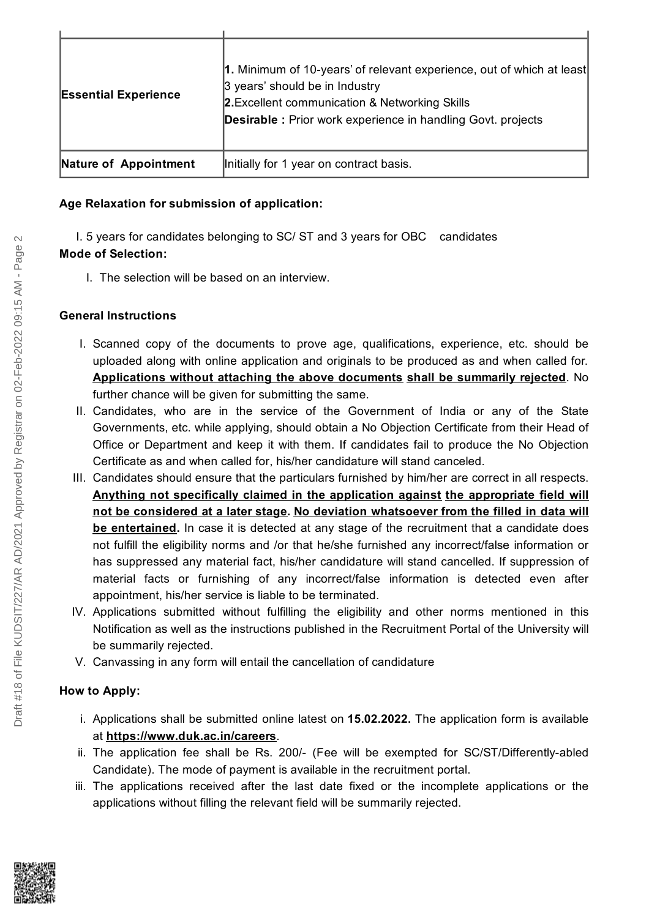| | |
|---|---|
| **Essential Experience** | **1.** Minimum of 10-years' of relevant experience, out of which at least 3 years' should be in Industry<br>**2.**Excellent communication & Networking Skills<br>**Desirable :** Prior work experience in handling Govt. projects |
| **Nature of Appointment** | Initially for 1 year on contract basis. |

**Age Relaxation for submission of application:**

I. 5 years for candidates belonging to SC/ ST and 3 years for OBC candidates

**Mode of Selection:**

I. The selection will be based on an interview.

**General Instructions**

I. Scanned copy of the documents to prove age, qualifications, experience, etc. should be uploaded along with online application and originals to be produced as and when called for. **Applications without attaching the above documents shall be summarily rejected**. No further chance will be given for submitting the same.

II. Candidates, who are in the service of the Government of India or any of the State Governments, etc. while applying, should obtain a No Objection Certificate from their Head of Office or Department and keep it with them. If candidates fail to produce the No Objection Certificate as and when called for, his/her candidature will stand canceled.

III. Candidates should ensure that the particulars furnished by him/her are correct in all respects. **Anything not specifically claimed in the application against the appropriate field will not be considered at a later stage. No deviation whatsoever from the filled in data will be entertained.** In case it is detected at any stage of the recruitment that a candidate does not fulfill the eligibility norms and /or that he/she furnished any incorrect/false information or has suppressed any material fact, his/her candidature will stand cancelled. If suppression of material facts or furnishing of any incorrect/false information is detected even after appointment, his/her service is liable to be terminated.

IV. Applications submitted without fulfilling the eligibility and other norms mentioned in this Notification as well as the instructions published in the Recruitment Portal of the University will be summarily rejected.

V. Canvassing in any form will entail the cancellation of candidature

**How to Apply:**

i. Applications shall be submitted online latest on **15.02.2022.** The application form is available at **https://www.duk.ac.in/careers**.

ii. The application fee shall be Rs. 200/- (Fee will be exempted for SC/ST/Differently-abled Candidate). The mode of payment is available in the recruitment portal.

iii. The applications received after the last date fixed or the incomplete applications or the applications without filling the relevant field will be summarily rejected.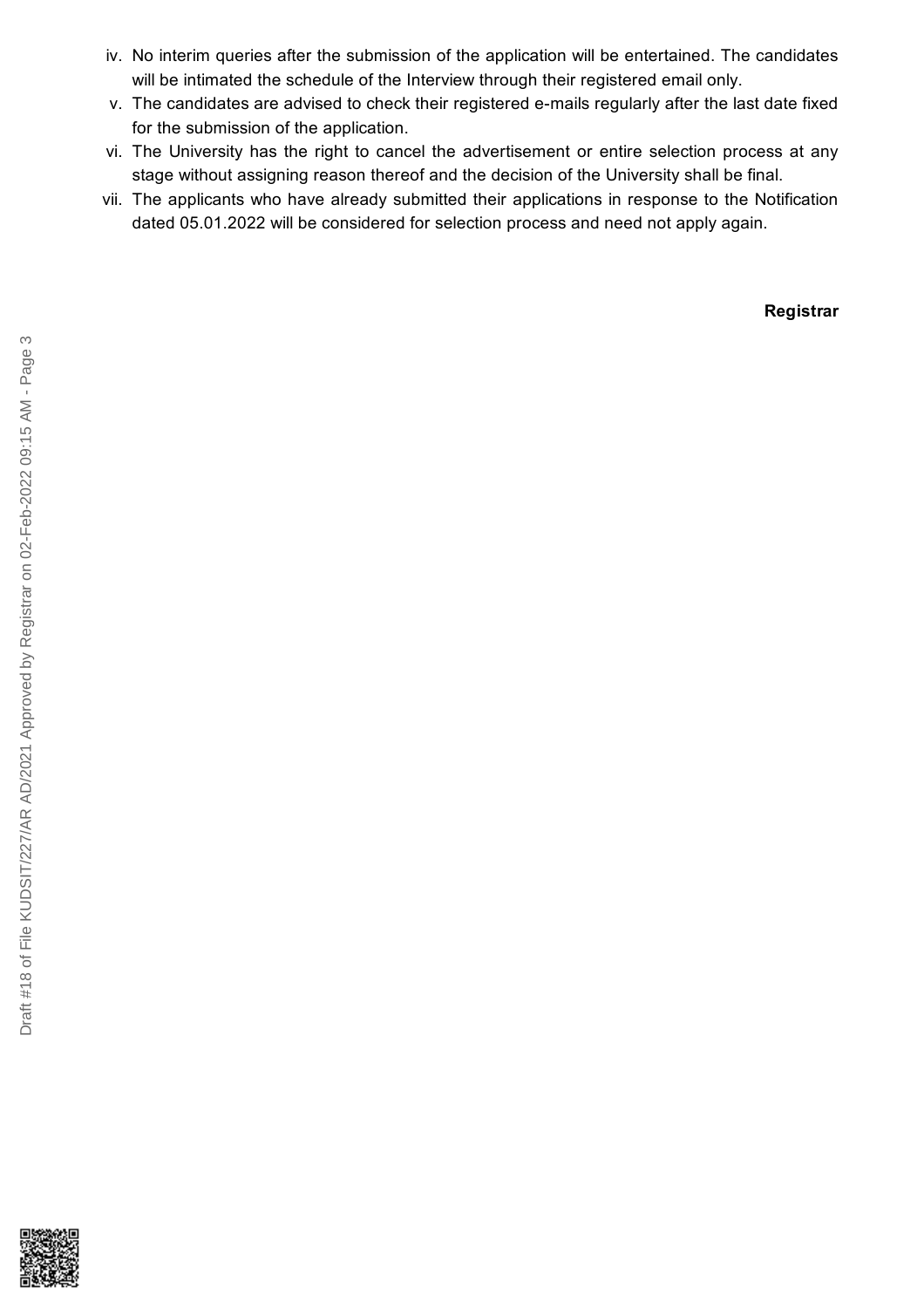iv. No interim queries after the submission of the application will be entertained. The candidates will be intimated the schedule of the Interview through their registered email only.

v. The candidates are advised to check their registered e-mails regularly after the last date fixed for the submission of the application.

vi. The University has the right to cancel the advertisement or entire selection process at any stage without assigning reason thereof and the decision of the University shall be final.

vii. The applicants who have already submitted their applications in response to the Notification dated 05.01.2022 will be considered for selection process and need not apply again.

**Registrar**

Draft #18 of File KUDSIT/227/AR AD/2021 Approved by Registrar on 02-Feb-2022 09:15 AM - Page 3